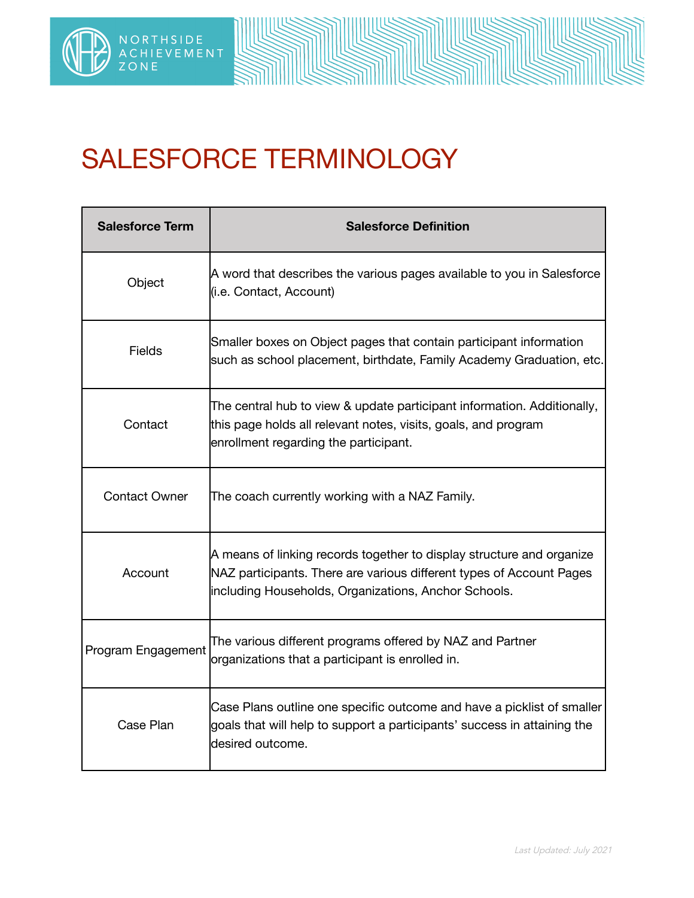# SALESFORCE TERMINOLOGY

| Salesforce Term | Salesforce Definition |
|---|---|
| Object | A word that describes the various pages available to you in Salesforce (i.e. Contact, Account) |
| Fields | Smaller boxes on Object pages that contain participant information such as school placement, birthdate, Family Academy Graduation, etc. |
| Contact | The central hub to view & update participant information. Additionally, this page holds all relevant notes, visits, goals, and program enrollment regarding the participant. |
| Contact Owner | The coach currently working with a NAZ Family. |
| Account | A means of linking records together to display structure and organize NAZ participants. There are various different types of Account Pages including Households, Organizations, Anchor Schools. |
| Program Engagement | The various different programs offered by NAZ and Partner organizations that a participant is enrolled in. |
| Case Plan | Case Plans outline one specific outcome and have a picklist of smaller goals that will help to support a participants' success in attaining the desired outcome. |

*Last Updated: July 2021*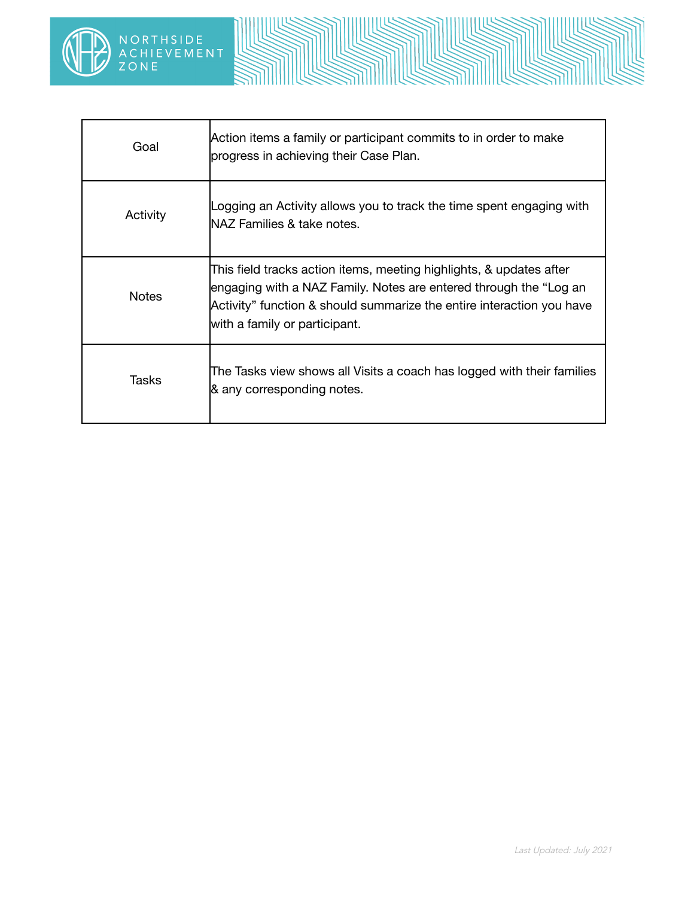| | |
|---|---|
| Goal | Action items a family or participant commits to in order to make progress in achieving their Case Plan. |
| Activity | Logging an Activity allows you to track the time spent engaging with NAZ Families & take notes. |
| Notes | This field tracks action items, meeting highlights, & updates after engaging with a NAZ Family. Notes are entered through the "Log an Activity" function & should summarize the entire interaction you have with a family or participant. |
| Tasks | The Tasks view shows all Visits a coach has logged with their families & any corresponding notes. |